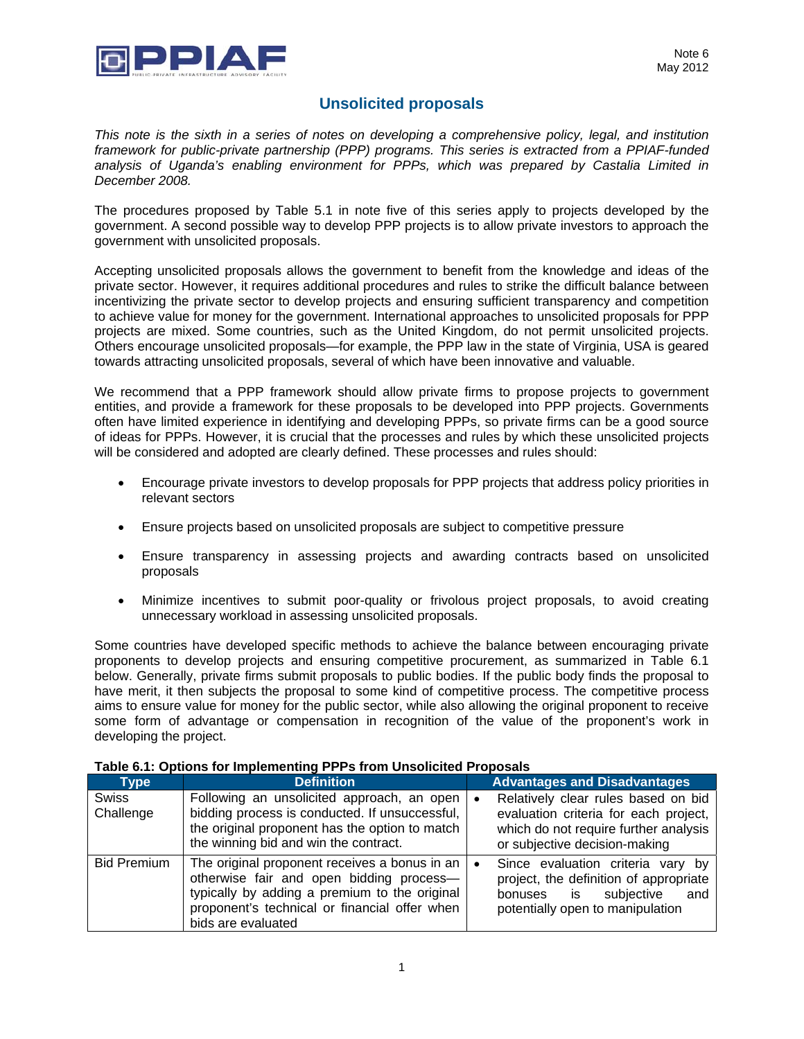# Unsolicited proposals

*This note is the sixth in a series of notes on developing a comprehensive policy, legal, and institution framework for public-private partnership (PPP) programs. This series is extracted from a PPIAF-funded analysis of Uganda's enabling environment for PPPs, which was prepared by Castalia Limited in December 2008.*

The procedures proposed by Table 5.1 in note five of this series apply to projects developed by the government. A second possible way to develop PPP projects is to allow private investors to approach the government with unsolicited proposals.

Accepting unsolicited proposals allows the government to benefit from the knowledge and ideas of the private sector. However, it requires additional procedures and rules to strike the difficult balance between incentivizing the private sector to develop projects and ensuring sufficient transparency and competition to achieve value for money for the government. International approaches to unsolicited proposals for PPP projects are mixed. Some countries, such as the United Kingdom, do not permit unsolicited projects. Others encourage unsolicited proposals—for example, the PPP law in the state of Virginia, USA is geared towards attracting unsolicited proposals, several of which have been innovative and valuable.

We recommend that a PPP framework should allow private firms to propose projects to government entities, and provide a framework for these proposals to be developed into PPP projects. Governments often have limited experience in identifying and developing PPPs, so private firms can be a good source of ideas for PPPs. However, it is crucial that the processes and rules by which these unsolicited projects will be considered and adopted are clearly defined. These processes and rules should:

- Encourage private investors to develop proposals for PPP projects that address policy priorities in relevant sectors
- Ensure projects based on unsolicited proposals are subject to competitive pressure
- Ensure transparency in assessing projects and awarding contracts based on unsolicited proposals
- Minimize incentives to submit poor-quality or frivolous project proposals, to avoid creating unnecessary workload in assessing unsolicited proposals.

Some countries have developed specific methods to achieve the balance between encouraging private proponents to develop projects and ensuring competitive procurement, as summarized in Table 6.1 below. Generally, private firms submit proposals to public bodies. If the public body finds the proposal to have merit, it then subjects the proposal to some kind of competitive process. The competitive process aims to ensure value for money for the public sector, while also allowing the original proponent to receive some form of advantage or compensation in recognition of the value of the proponent's work in developing the project.

**Table 6.1: Options for Implementing PPPs from Unsolicited Proposals**

| Type | Definition | Advantages and Disadvantages |
|---|---|---|
| Swiss Challenge | Following an unsolicited approach, an open bidding process is conducted. If unsuccessful, the original proponent has the option to match the winning bid and win the contract. | • Relatively clear rules based on bid evaluation criteria for each project, which do not require further analysis or subjective decision-making |
| Bid Premium | The original proponent receives a bonus in an otherwise fair and open bidding process—typically by adding a premium to the original proponent's technical or financial offer when bids are evaluated | • Since evaluation criteria vary by project, the definition of appropriate bonuses is subjective and potentially open to manipulation |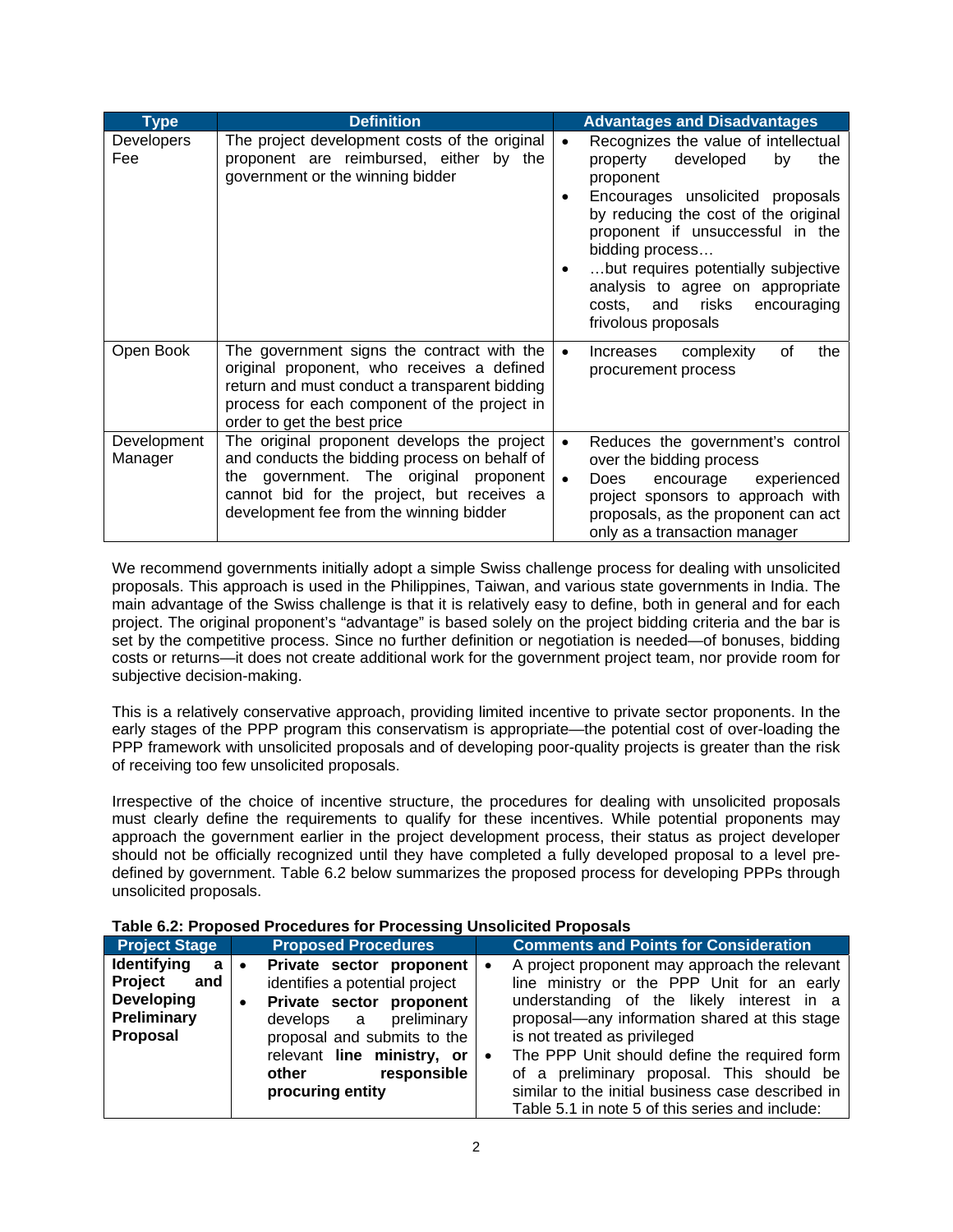| Type | Definition | Advantages and Disadvantages |
|---|---|---|
| Developers Fee | The project development costs of the original proponent are reimbursed, either by the government or the winning bidder | • Recognizes the value of intellectual property developed by the proponent<br>• Encourages unsolicited proposals by reducing the cost of the original proponent if unsuccessful in the bidding process…<br>• …but requires potentially subjective analysis to agree on appropriate costs, and risks encouraging frivolous proposals |
| Open Book | The government signs the contract with the original proponent, who receives a defined return and must conduct a transparent bidding process for each component of the project in order to get the best price | • Increases complexity of the procurement process |
| Development Manager | The original proponent develops the project and conducts the bidding process on behalf of the government. The original proponent cannot bid for the project, but receives a development fee from the winning bidder | • Reduces the government's control over the bidding process<br>• Does encourage experienced project sponsors to approach with proposals, as the proponent can act only as a transaction manager |

We recommend governments initially adopt a simple Swiss challenge process for dealing with unsolicited proposals. This approach is used in the Philippines, Taiwan, and various state governments in India. The main advantage of the Swiss challenge is that it is relatively easy to define, both in general and for each project. The original proponent's "advantage" is based solely on the project bidding criteria and the bar is set by the competitive process. Since no further definition or negotiation is needed—of bonuses, bidding costs or returns—it does not create additional work for the government project team, nor provide room for subjective decision-making.

This is a relatively conservative approach, providing limited incentive to private sector proponents. In the early stages of the PPP program this conservatism is appropriate—the potential cost of over-loading the PPP framework with unsolicited proposals and of developing poor-quality projects is greater than the risk of receiving too few unsolicited proposals.

Irrespective of the choice of incentive structure, the procedures for dealing with unsolicited proposals must clearly define the requirements to qualify for these incentives. While potential proponents may approach the government earlier in the project development process, their status as project developer should not be officially recognized until they have completed a fully developed proposal to a level pre-defined by government. Table 6.2 below summarizes the proposed process for developing PPPs through unsolicited proposals.

**Table 6.2: Proposed Procedures for Processing Unsolicited Proposals**

| Project Stage | Proposed Procedures | Comments and Points for Consideration |
|---|---|---|
| **Identifying a Project and Developing Preliminary Proposal** | • **Private sector proponent** identifies a potential project<br>• **Private sector proponent** develops a preliminary proposal and submits to the relevant **line ministry, or other responsible procuring entity** | • A project proponent may approach the relevant line ministry or the PPP Unit for an early understanding of the likely interest in a proposal—any information shared at this stage is not treated as privileged<br>• The PPP Unit should define the required form of a preliminary proposal. This should be similar to the initial business case described in Table 5.1 in note 5 of this series and include: |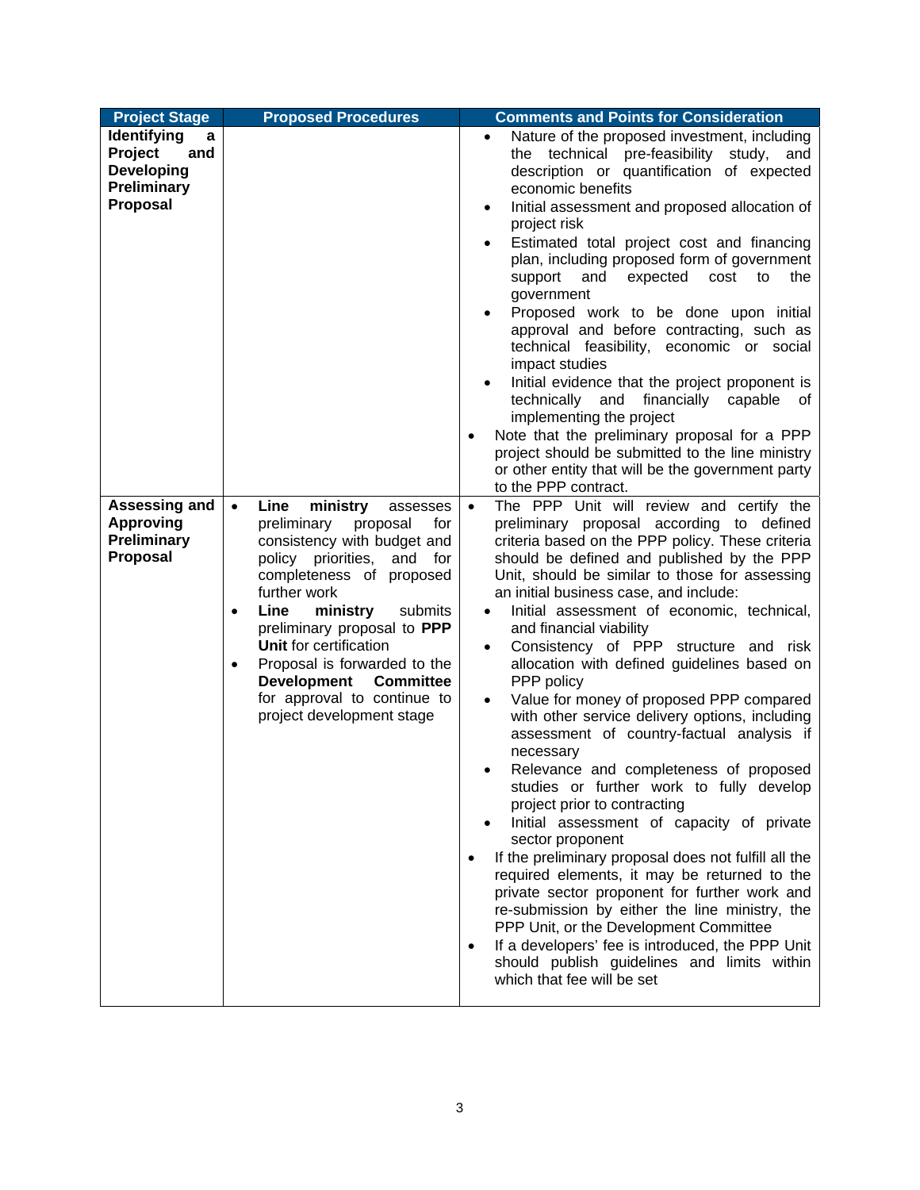| Project Stage | Proposed Procedures | Comments and Points for Consideration |
|---|---|---|
| **Identifying a Project and Developing Preliminary Proposal** | | • Nature of the proposed investment, including the technical pre-feasibility study, and description or quantification of expected economic benefits<br>• Initial assessment and proposed allocation of project risk<br>• Estimated total project cost and financing plan, including proposed form of government support and expected cost to the government<br>• Proposed work to be done upon initial approval and before contracting, such as technical feasibility, economic or social impact studies<br>• Initial evidence that the project proponent is technically and financially capable of implementing the project<br>• Note that the preliminary proposal for a PPP project should be submitted to the line ministry or other entity that will be the government party to the PPP contract. |
| **Assessing and Approving Preliminary Proposal** | • **Line ministry** assesses preliminary proposal for consistency with budget and policy priorities, and for completeness of proposed further work<br>• **Line ministry** submits preliminary proposal to **PPP Unit** for certification<br>• Proposal is forwarded to the **Development Committee** for approval to continue to project development stage | • The PPP Unit will review and certify the preliminary proposal according to defined criteria based on the PPP policy. These criteria should be defined and published by the PPP Unit, should be similar to those for assessing an initial business case, and include:<br>  • Initial assessment of economic, technical, and financial viability<br>  • Consistency of PPP structure and risk allocation with defined guidelines based on PPP policy<br>  • Value for money of proposed PPP compared with other service delivery options, including assessment of country-factual analysis if necessary<br>  • Relevance and completeness of proposed studies or further work to fully develop project prior to contracting<br>  • Initial assessment of capacity of private sector proponent<br>• If the preliminary proposal does not fulfill all the required elements, it may be returned to the private sector proponent for further work and re-submission by either the line ministry, the PPP Unit, or the Development Committee<br>• If a developers' fee is introduced, the PPP Unit should publish guidelines and limits within which that fee will be set |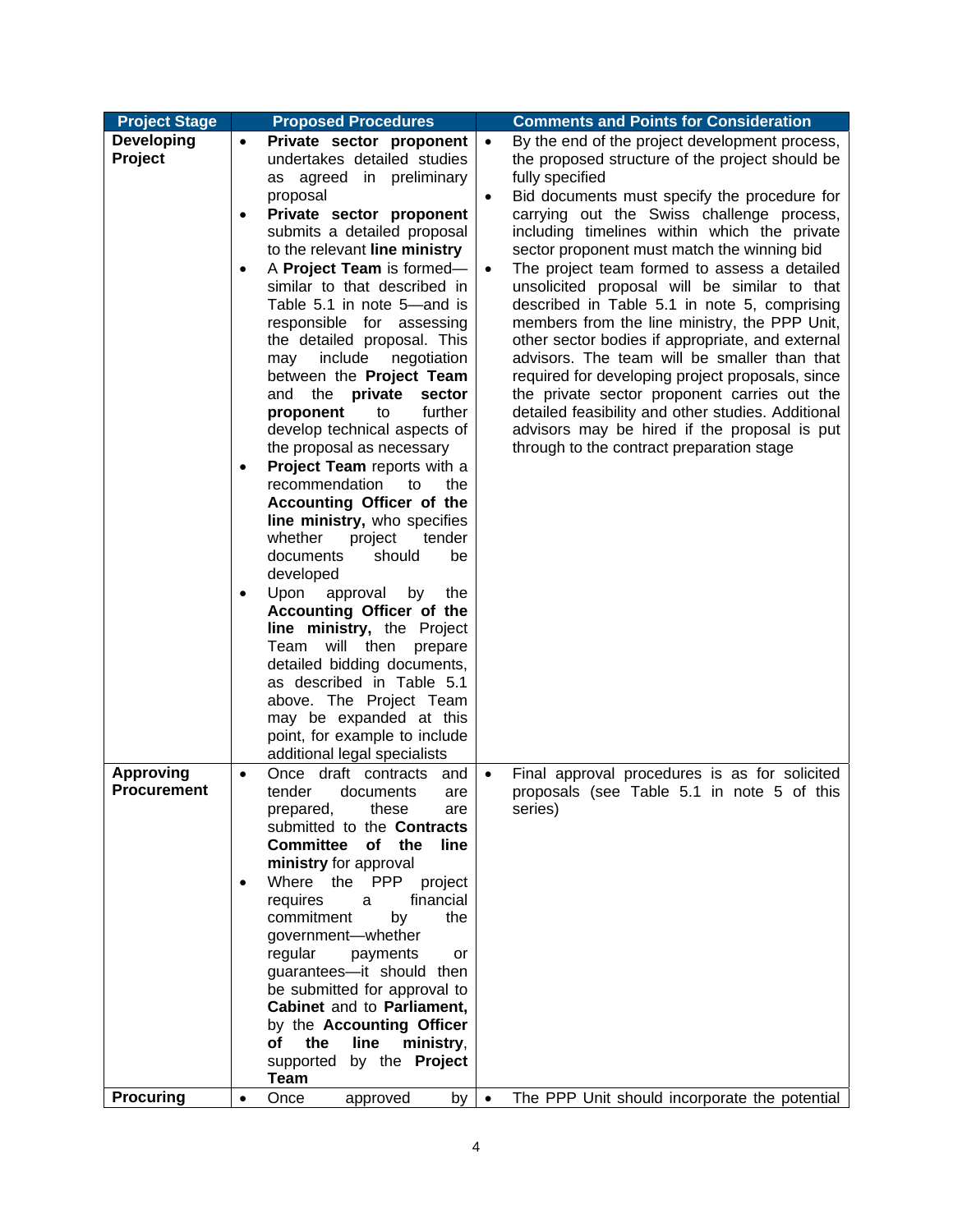| Project Stage | Proposed Procedures | Comments and Points for Consideration |
| --- | --- | --- |
| **Developing Project** | • **Private sector proponent** undertakes detailed studies as agreed in preliminary proposal<br>• **Private sector proponent** submits a detailed proposal to the relevant **line ministry**<br>• A **Project Team** is formed—similar to that described in Table 5.1 in note 5—and is responsible for assessing the detailed proposal. This may include negotiation between the **Project Team** and the **private sector proponent** to further develop technical aspects of the proposal as necessary<br>• **Project Team** reports with a recommendation to the **Accounting Officer of the line ministry,** who specifies whether project tender documents should be developed<br>• Upon approval by the **Accounting Officer of the line ministry,** the Project Team will then prepare detailed bidding documents, as described in Table 5.1 above. The Project Team may be expanded at this point, for example to include additional legal specialists | • By the end of the project development process, the proposed structure of the project should be fully specified<br>• Bid documents must specify the procedure for carrying out the Swiss challenge process, including timelines within which the private sector proponent must match the winning bid<br>• The project team formed to assess a detailed unsolicited proposal will be similar to that described in Table 5.1 in note 5, comprising members from the line ministry, the PPP Unit, other sector bodies if appropriate, and external advisors. The team will be smaller than that required for developing project proposals, since the private sector proponent carries out the detailed feasibility and other studies. Additional advisors may be hired if the proposal is put through to the contract preparation stage |
| **Approving Procurement** | • Once draft contracts and tender documents are prepared, these are submitted to the **Contracts Committee of the line ministry** for approval<br>• Where the PPP project requires a financial commitment by the government—whether regular payments or guarantees—it should then be submitted for approval to **Cabinet** and to **Parliament,** by the **Accounting Officer of the line ministry**, supported by the **Project Team** | • Final approval procedures is as for solicited proposals (see Table 5.1 in note 5 of this series) |
| **Procuring** | • Once approved by | • The PPP Unit should incorporate the potential |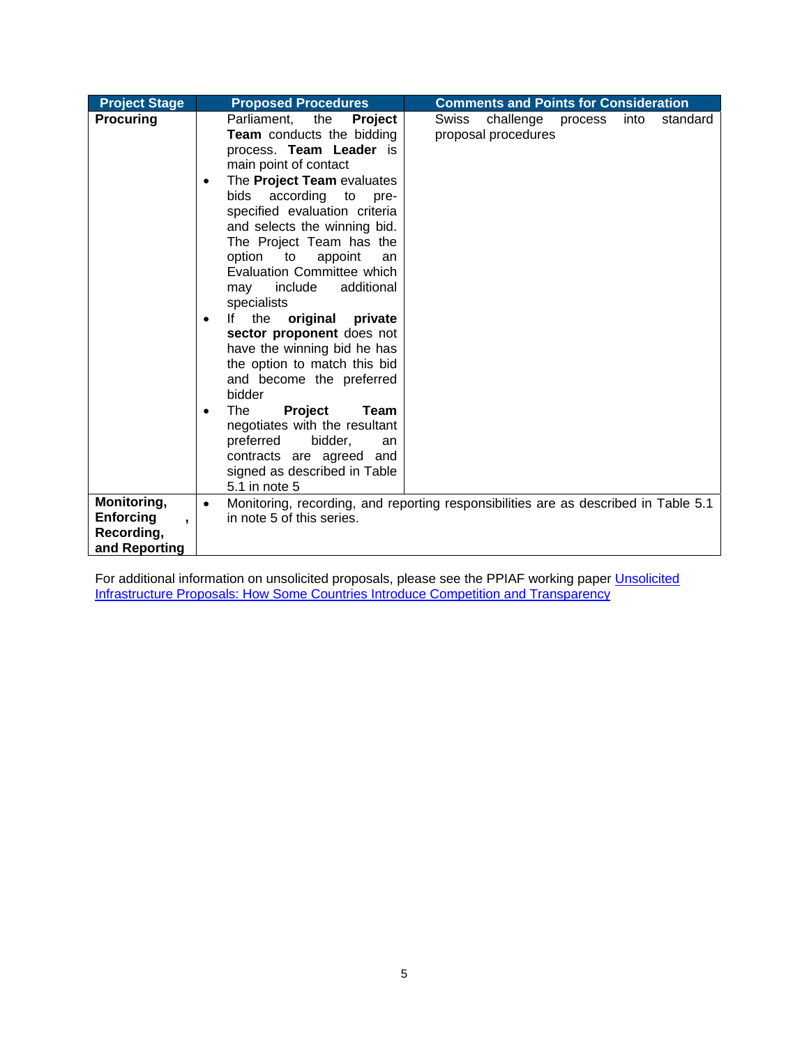| Project Stage | Proposed Procedures | Comments and Points for Consideration |
|---|---|---|
| **Procuring** | Parliament, the **Project Team** conducts the bidding process. **Team Leader** is main point of contact<br>• The **Project Team** evaluates bids according to pre-specified evaluation criteria and selects the winning bid. The Project Team has the option to appoint an Evaluation Committee which may include additional specialists<br>• If the **original private sector proponent** does not have the winning bid he has the option to match this bid and become the preferred bidder<br>• The **Project Team** negotiates with the resultant preferred bidder, an contracts are agreed and signed as described in Table 5.1 in note 5 | Swiss challenge process into standard proposal procedures |
| **Monitoring, Enforcing, Recording, and Reporting** | • Monitoring, recording, and reporting responsibilities are as described in Table 5.1 in note 5 of this series. | |

For additional information on unsolicited proposals, please see the PPIAF working paper [Unsolicited Infrastructure Proposals: How Some Countries Introduce Competition and Transparency]()